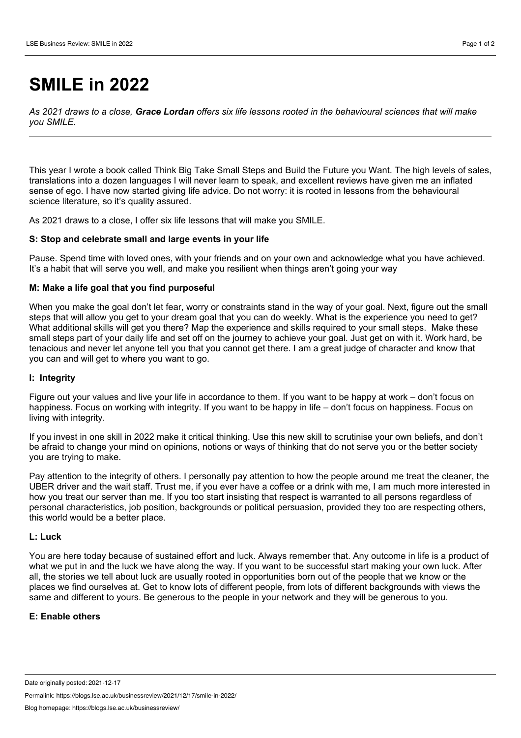# SMILE in 2022

*As 2021 draws to a close, **Grace Lordan** offers six life lessons rooted in the behavioural sciences that will make you SMILE.*

---

This year I wrote a book called Think Big Take Small Steps and Build the Future you Want. The high levels of sales, translations into a dozen languages I will never learn to speak, and excellent reviews have given me an inflated sense of ego. I have now started giving life advice. Do not worry: it is rooted in lessons from the behavioural science literature, so it's quality assured.

As 2021 draws to a close, I offer six life lessons that will make you SMILE.

**S: Stop and celebrate small and large events in your life**

Pause. Spend time with loved ones, with your friends and on your own and acknowledge what you have achieved. It's a habit that will serve you well, and make you resilient when things aren't going your way

**M: Make a life goal that you find purposeful**

When you make the goal don't let fear, worry or constraints stand in the way of your goal. Next, figure out the small steps that will allow you get to your dream goal that you can do weekly. What is the experience you need to get? What additional skills will get you there? Map the experience and skills required to your small steps. Make these small steps part of your daily life and set off on the journey to achieve your goal. Just get on with it. Work hard, be tenacious and never let anyone tell you that you cannot get there. I am a great judge of character and know that you can and will get to where you want to go.

**I: Integrity**

Figure out your values and live your life in accordance to them. If you want to be happy at work – don't focus on happiness. Focus on working with integrity. If you want to be happy in life – don't focus on happiness. Focus on living with integrity.

If you invest in one skill in 2022 make it critical thinking. Use this new skill to scrutinise your own beliefs, and don't be afraid to change your mind on opinions, notions or ways of thinking that do not serve you or the better society you are trying to make.

Pay attention to the integrity of others. I personally pay attention to how the people around me treat the cleaner, the UBER driver and the wait staff. Trust me, if you ever have a coffee or a drink with me, I am much more interested in how you treat our server than me. If you too start insisting that respect is warranted to all persons regardless of personal characteristics, job position, backgrounds or political persuasion, provided they too are respecting others, this world would be a better place.

**L: Luck**

You are here today because of sustained effort and luck. Always remember that. Any outcome in life is a product of what we put in and the luck we have along the way. If you want to be successful start making your own luck. After all, the stories we tell about luck are usually rooted in opportunities born out of the people that we know or the places we find ourselves at. Get to know lots of different people, from lots of different backgrounds with views the same and different to yours. Be generous to the people in your network and they will be generous to you.

**E: Enable others**

Date originally posted: 2021-12-17

Permalink: https://blogs.lse.ac.uk/businessreview/2021/12/17/smile-in-2022/

Blog homepage: https://blogs.lse.ac.uk/businessreview/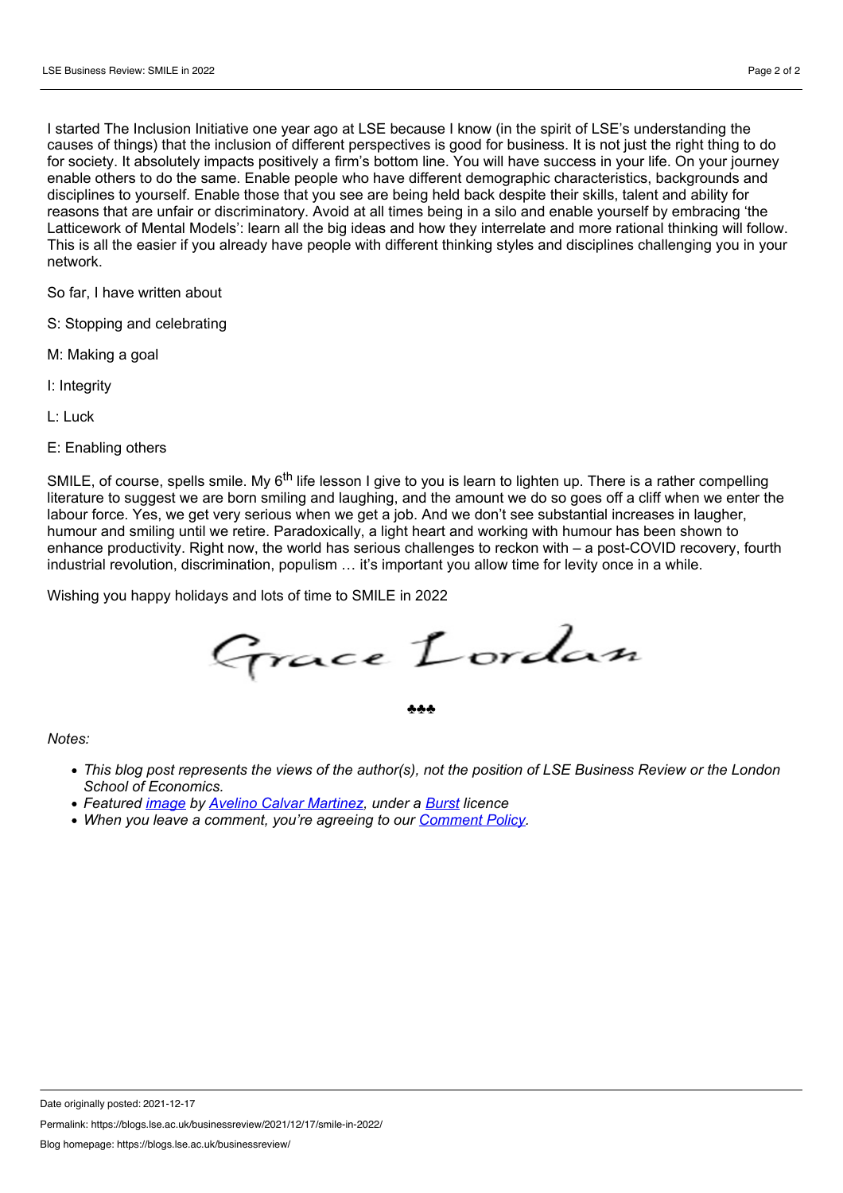I started The Inclusion Initiative one year ago at LSE because I know (in the spirit of LSE's understanding the causes of things) that the inclusion of different perspectives is good for business. It is not just the right thing to do for society. It absolutely impacts positively a firm's bottom line. You will have success in your life. On your journey enable others to do the same. Enable people who have different demographic characteristics, backgrounds and disciplines to yourself. Enable those that you see are being held back despite their skills, talent and ability for reasons that are unfair or discriminatory. Avoid at all times being in a silo and enable yourself by embracing 'the Latticework of Mental Models': learn all the big ideas and how they interrelate and more rational thinking will follow. This is all the easier if you already have people with different thinking styles and disciplines challenging you in your network.

So far, I have written about

S: Stopping and celebrating

M: Making a goal

I: Integrity

L: Luck

E: Enabling others

SMILE, of course, spells smile. My 6th life lesson I give to you is learn to lighten up. There is a rather compelling literature to suggest we are born smiling and laughing, and the amount we do so goes off a cliff when we enter the labour force. Yes, we get very serious when we get a job. And we don't see substantial increases in laugher, humour and smiling until we retire. Paradoxically, a light heart and working with humour has been shown to enhance productivity. Right now, the world has serious challenges to reckon with – a post-COVID recovery, fourth industrial revolution, discrimination, populism … it's important you allow time for levity once in a while.

Wishing you happy holidays and lots of time to SMILE in 2022

Grace Lordan

♣♣♣

*Notes:*

- *This blog post represents the views of the author(s), not the position of LSE Business Review or the London School of Economics.*
- *Featured image by Avelino Calvar Martinez, under a Burst licence*
- *When you leave a comment, you're agreeing to our Comment Policy.*

Date originally posted: 2021-12-17

Permalink: https://blogs.lse.ac.uk/businessreview/2021/12/17/smile-in-2022/

Blog homepage: https://blogs.lse.ac.uk/businessreview/